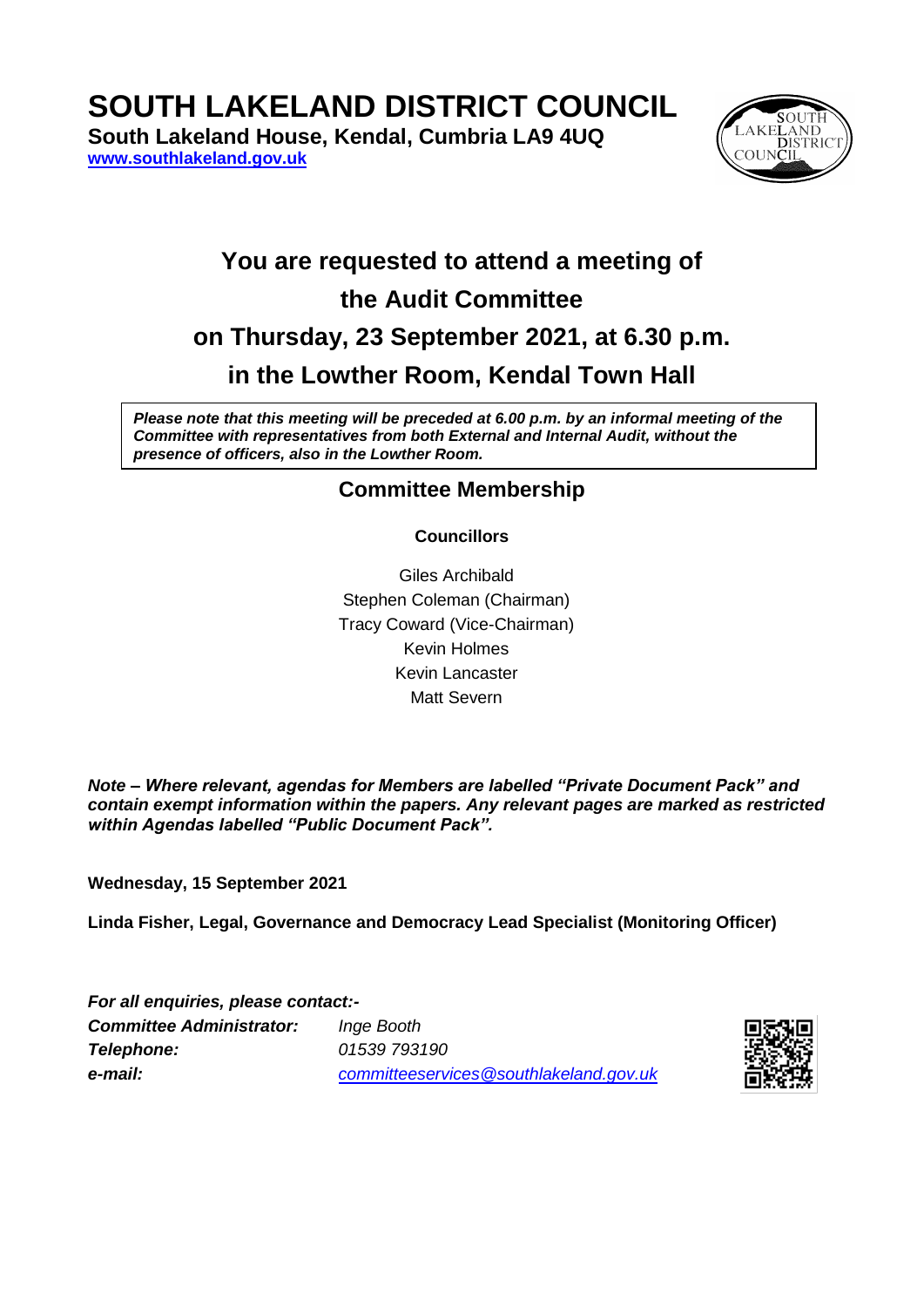# SOUTH LAKELAND DISTRICT COUNCIL

**South Lakeland House, Kendal, Cumbria LA9 4UQ**
**[www.southlakeland.gov.uk](http://www.southlakeland.gov.uk)**

## You are requested to attend a meeting of the Audit Committee on Thursday, 23 September 2021, at 6.30 p.m. in the Lowther Room, Kendal Town Hall

***Please note that this meeting will be preceded at 6.00 p.m. by an informal meeting of the Committee with representatives from both External and Internal Audit, without the presence of officers, also in the Lowther Room.***

### Committee Membership

**Councillors**

Giles Archibald
Stephen Coleman (Chairman)
Tracy Coward (Vice-Chairman)
Kevin Holmes
Kevin Lancaster
Matt Severn

***Note – Where relevant, agendas for Members are labelled "Private Document Pack" and contain exempt information within the papers. Any relevant pages are marked as restricted within Agendas labelled "Public Document Pack".***

**Wednesday, 15 September 2021**

**Linda Fisher, Legal, Governance and Democracy Lead Specialist (Monitoring Officer)**

***For all enquiries, please contact:-***

| | |
|---|---|
| ***Committee Administrator:*** | *Inge Booth* |
| ***Telephone:*** | *01539 793190* |
| ***e-mail:*** | *[committeeservices@southlakeland.gov.uk](mailto:committeeservices@southlakeland.gov.uk)* |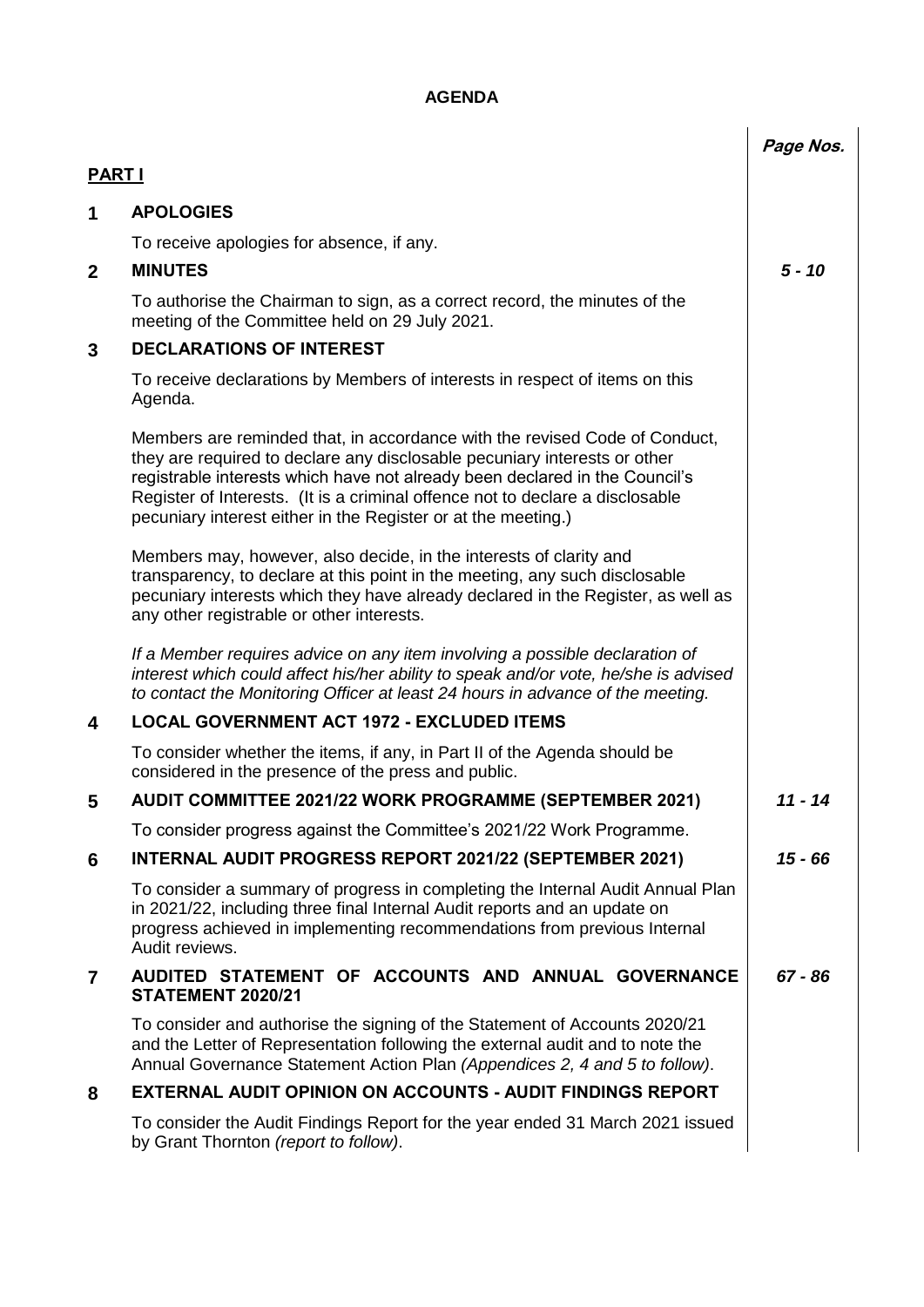# AGENDA

| | | Page Nos. |
|---|---|---|
| **PART I** | | |
| **1** | **APOLOGIES** | |
| | To receive apologies for absence, if any. | |
| **2** | **MINUTES** | *5 - 10* |
| | To authorise the Chairman to sign, as a correct record, the minutes of the meeting of the Committee held on 29 July 2021. | |
| **3** | **DECLARATIONS OF INTEREST** | |
| | To receive declarations by Members of interests in respect of items on this Agenda.<br><br>Members are reminded that, in accordance with the revised Code of Conduct, they are required to declare any disclosable pecuniary interests or other registrable interests which have not already been declared in the Council's Register of Interests. (It is a criminal offence not to declare a disclosable pecuniary interest either in the Register or at the meeting.)<br><br>Members may, however, also decide, in the interests of clarity and transparency, to declare at this point in the meeting, any such disclosable pecuniary interests which they have already declared in the Register, as well as any other registrable or other interests.<br><br>*If a Member requires advice on any item involving a possible declaration of interest which could affect his/her ability to speak and/or vote, he/she is advised to contact the Monitoring Officer at least 24 hours in advance of the meeting.* | |
| **4** | **LOCAL GOVERNMENT ACT 1972 - EXCLUDED ITEMS** | |
| | To consider whether the items, if any, in Part II of the Agenda should be considered in the presence of the press and public. | |
| **5** | **AUDIT COMMITTEE 2021/22 WORK PROGRAMME (SEPTEMBER 2021)** | *11 - 14* |
| | To consider progress against the Committee's 2021/22 Work Programme. | |
| **6** | **INTERNAL AUDIT PROGRESS REPORT 2021/22 (SEPTEMBER 2021)** | *15 - 66* |
| | To consider a summary of progress in completing the Internal Audit Annual Plan in 2021/22, including three final Internal Audit reports and an update on progress achieved in implementing recommendations from previous Internal Audit reviews. | |
| **7** | **AUDITED STATEMENT OF ACCOUNTS AND ANNUAL GOVERNANCE STATEMENT 2020/21** | *67 - 86* |
| | To consider and authorise the signing of the Statement of Accounts 2020/21 and the Letter of Representation following the external audit and to note the Annual Governance Statement Action Plan *(Appendices 2, 4 and 5 to follow)*. | |
| **8** | **EXTERNAL AUDIT OPINION ON ACCOUNTS - AUDIT FINDINGS REPORT** | |
| | To consider the Audit Findings Report for the year ended 31 March 2021 issued by Grant Thornton *(report to follow)*. | |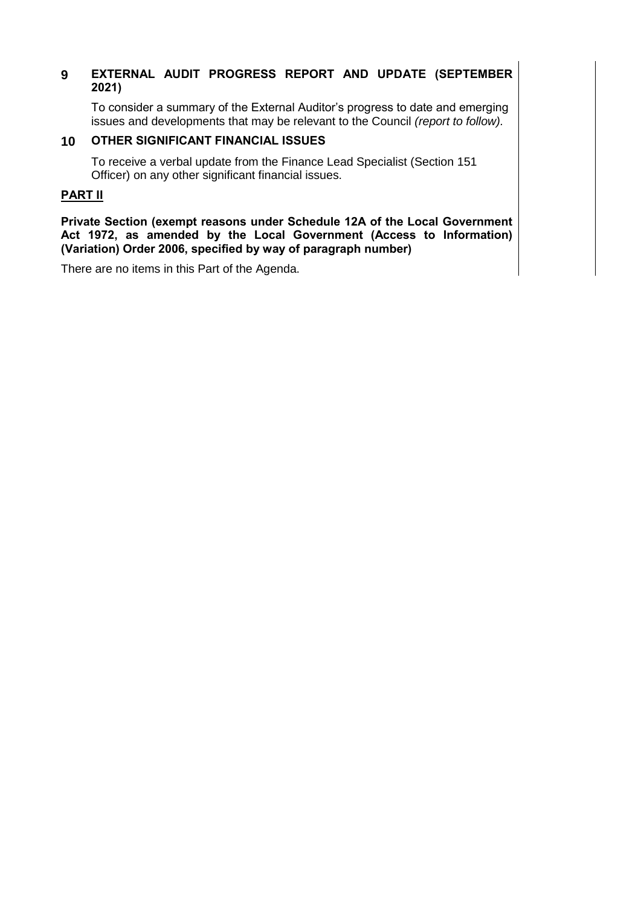## 9 EXTERNAL AUDIT PROGRESS REPORT AND UPDATE (SEPTEMBER 2021)

To consider a summary of the External Auditor's progress to date and emerging issues and developments that may be relevant to the Council *(report to follow)*.

## 10 OTHER SIGNIFICANT FINANCIAL ISSUES

To receive a verbal update from the Finance Lead Specialist (Section 151 Officer) on any other significant financial issues.

## PART II

**Private Section (exempt reasons under Schedule 12A of the Local Government Act 1972, as amended by the Local Government (Access to Information) (Variation) Order 2006, specified by way of paragraph number)**

There are no items in this Part of the Agenda.